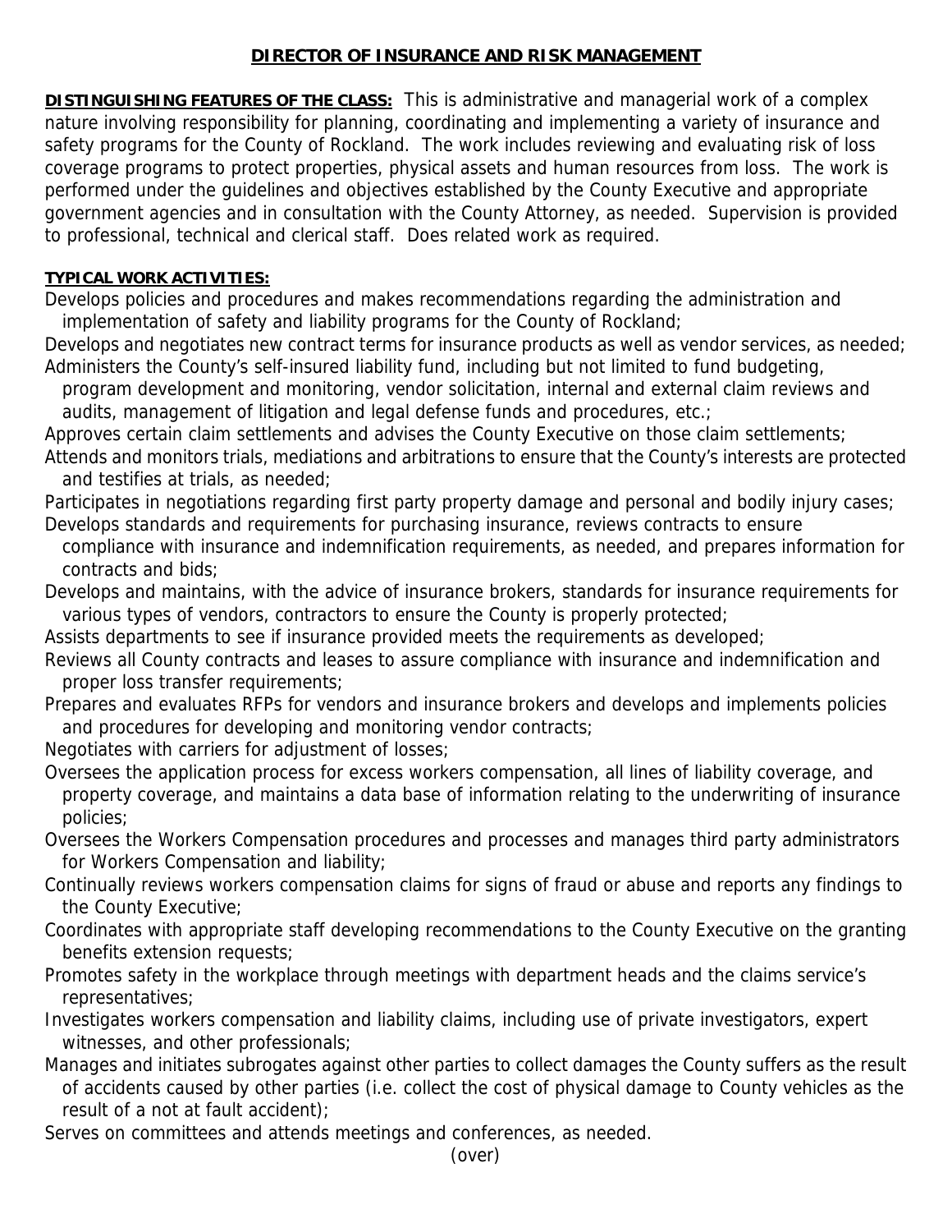# DIRECTOR OF INSURANCE AND RISK MANAGEMENT

**DISTINGUISHING FEATURES OF THE CLASS:** This is administrative and managerial work of a complex nature involving responsibility for planning, coordinating and implementing a variety of insurance and safety programs for the County of Rockland. The work includes reviewing and evaluating risk of loss coverage programs to protect properties, physical assets and human resources from loss. The work is performed under the guidelines and objectives established by the County Executive and appropriate government agencies and in consultation with the County Attorney, as needed. Supervision is provided to professional, technical and clerical staff. Does related work as required.

**TYPICAL WORK ACTIVITIES:**

Develops policies and procedures and makes recommendations regarding the administration and implementation of safety and liability programs for the County of Rockland;

Develops and negotiates new contract terms for insurance products as well as vendor services, as needed;

Administers the County's self-insured liability fund, including but not limited to fund budgeting, program development and monitoring, vendor solicitation, internal and external claim reviews and audits, management of litigation and legal defense funds and procedures, etc.;

Approves certain claim settlements and advises the County Executive on those claim settlements;

Attends and monitors trials, mediations and arbitrations to ensure that the County's interests are protected and testifies at trials, as needed;

Participates in negotiations regarding first party property damage and personal and bodily injury cases;

Develops standards and requirements for purchasing insurance, reviews contracts to ensure compliance with insurance and indemnification requirements, as needed, and prepares information for contracts and bids;

Develops and maintains, with the advice of insurance brokers, standards for insurance requirements for various types of vendors, contractors to ensure the County is properly protected;

Assists departments to see if insurance provided meets the requirements as developed;

Reviews all County contracts and leases to assure compliance with insurance and indemnification and proper loss transfer requirements;

Prepares and evaluates RFPs for vendors and insurance brokers and develops and implements policies and procedures for developing and monitoring vendor contracts;

Negotiates with carriers for adjustment of losses;

Oversees the application process for excess workers compensation, all lines of liability coverage, and property coverage, and maintains a data base of information relating to the underwriting of insurance policies;

Oversees the Workers Compensation procedures and processes and manages third party administrators for Workers Compensation and liability;

Continually reviews workers compensation claims for signs of fraud or abuse and reports any findings to the County Executive;

Coordinates with appropriate staff developing recommendations to the County Executive on the granting benefits extension requests;

Promotes safety in the workplace through meetings with department heads and the claims service's representatives;

Investigates workers compensation and liability claims, including use of private investigators, expert witnesses, and other professionals;

Manages and initiates subrogates against other parties to collect damages the County suffers as the result of accidents caused by other parties (i.e. collect the cost of physical damage to County vehicles as the result of a not at fault accident);

Serves on committees and attends meetings and conferences, as needed.

(over)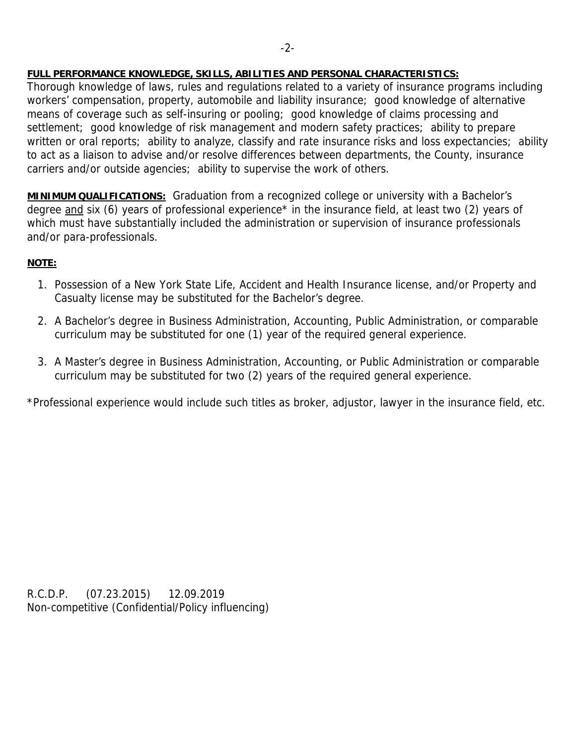**FULL PERFORMANCE KNOWLEDGE, SKILLS, ABILITIES AND PERSONAL CHARACTERISTICS:**
Thorough knowledge of laws, rules and regulations related to a variety of insurance programs including workers' compensation, property, automobile and liability insurance; good knowledge of alternative means of coverage such as self-insuring or pooling; good knowledge of claims processing and settlement; good knowledge of risk management and modern safety practices; ability to prepare written or oral reports; ability to analyze, classify and rate insurance risks and loss expectancies; ability to act as a liaison to advise and/or resolve differences between departments, the County, insurance carriers and/or outside agencies; ability to supervise the work of others.

**MINIMUM QUALIFICATIONS:** Graduation from a recognized college or university with a Bachelor's degree and six (6) years of professional experience* in the insurance field, at least two (2) years of which must have substantially included the administration or supervision of insurance professionals and/or para-professionals.

**NOTE:**

1. Possession of a New York State Life, Accident and Health Insurance license, and/or Property and Casualty license may be substituted for the Bachelor's degree.
2. A Bachelor's degree in Business Administration, Accounting, Public Administration, or comparable curriculum may be substituted for one (1) year of the required general experience.
3. A Master's degree in Business Administration, Accounting, or Public Administration or comparable curriculum may be substituted for two (2) years of the required general experience.

*Professional experience would include such titles as broker, adjustor, lawyer in the insurance field, etc.

R.C.D.P. (07.23.2015) 12.09.2019
Non-competitive (Confidential/Policy influencing)